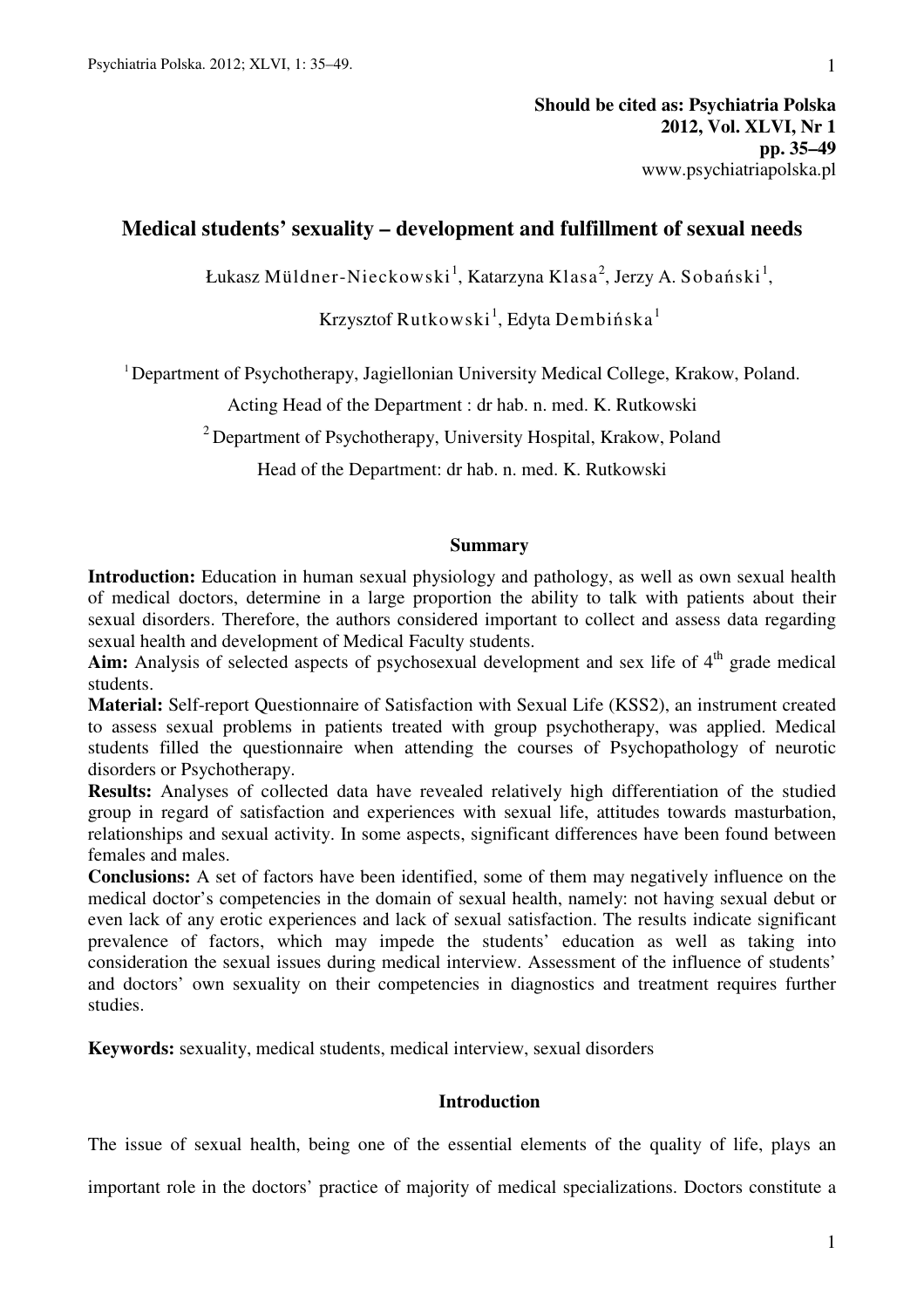**Should be cited as: Psychiatria Polska**
**2012, Vol. XLVI, Nr 1**
**pp. 35–49**
www.psychiatriapolska.pl

# Medical students' sexuality – development and fulfillment of sexual needs

Łukasz Müldner-Nieckowski[1], Katarzyna Klasa[2], Jerzy A. Sobański[1], Krzysztof Rutkowski[1], Edyta Dembińska[1]

[1] Department of Psychotherapy, Jagiellonian University Medical College, Krakow, Poland.
Acting Head of the Department : dr hab. n. med. K. Rutkowski

[2] Department of Psychotherapy, University Hospital, Krakow, Poland
Head of the Department: dr hab. n. med. K. Rutkowski

## Summary

**Introduction:** Education in human sexual physiology and pathology, as well as own sexual health of medical doctors, determine in a large proportion the ability to talk with patients about their sexual disorders. Therefore, the authors considered important to collect and assess data regarding sexual health and development of Medical Faculty students.

**Aim:** Analysis of selected aspects of psychosexual development and sex life of 4th grade medical students.

**Material:** Self-report Questionnaire of Satisfaction with Sexual Life (KSS2), an instrument created to assess sexual problems in patients treated with group psychotherapy, was applied. Medical students filled the questionnaire when attending the courses of Psychopathology of neurotic disorders or Psychotherapy.

**Results:** Analyses of collected data have revealed relatively high differentiation of the studied group in regard of satisfaction and experiences with sexual life, attitudes towards masturbation, relationships and sexual activity. In some aspects, significant differences have been found between females and males.

**Conclusions:** A set of factors have been identified, some of them may negatively influence on the medical doctor's competencies in the domain of sexual health, namely: not having sexual debut or even lack of any erotic experiences and lack of sexual satisfaction. The results indicate significant prevalence of factors, which may impede the students' education as well as taking into consideration the sexual issues during medical interview. Assessment of the influence of students' and doctors' own sexuality on their competencies in diagnostics and treatment requires further studies.

**Keywords:** sexuality, medical students, medical interview, sexual disorders

## Introduction

The issue of sexual health, being one of the essential elements of the quality of life, plays an important role in the doctors' practice of majority of medical specializations. Doctors constitute a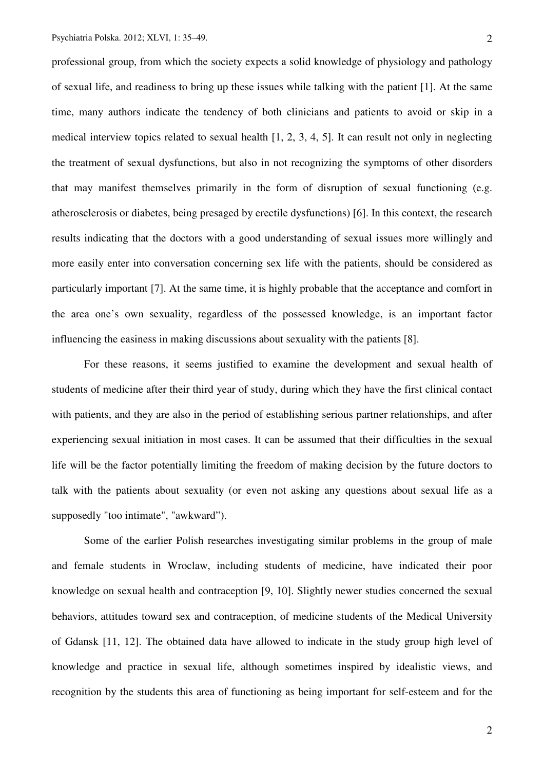professional group, from which the society expects a solid knowledge of physiology and pathology of sexual life, and readiness to bring up these issues while talking with the patient [1]. At the same time, many authors indicate the tendency of both clinicians and patients to avoid or skip in a medical interview topics related to sexual health [1, 2, 3, 4, 5]. It can result not only in neglecting the treatment of sexual dysfunctions, but also in not recognizing the symptoms of other disorders that may manifest themselves primarily in the form of disruption of sexual functioning (e.g. atherosclerosis or diabetes, being presaged by erectile dysfunctions) [6]. In this context, the research results indicating that the doctors with a good understanding of sexual issues more willingly and more easily enter into conversation concerning sex life with the patients, should be considered as particularly important [7]. At the same time, it is highly probable that the acceptance and comfort in the area one's own sexuality, regardless of the possessed knowledge, is an important factor influencing the easiness in making discussions about sexuality with the patients [8].

For these reasons, it seems justified to examine the development and sexual health of students of medicine after their third year of study, during which they have the first clinical contact with patients, and they are also in the period of establishing serious partner relationships, and after experiencing sexual initiation in most cases. It can be assumed that their difficulties in the sexual life will be the factor potentially limiting the freedom of making decision by the future doctors to talk with the patients about sexuality (or even not asking any questions about sexual life as a supposedly "too intimate", "awkward").

Some of the earlier Polish researches investigating similar problems in the group of male and female students in Wroclaw, including students of medicine, have indicated their poor knowledge on sexual health and contraception [9, 10]. Slightly newer studies concerned the sexual behaviors, attitudes toward sex and contraception, of medicine students of the Medical University of Gdansk [11, 12]. The obtained data have allowed to indicate in the study group high level of knowledge and practice in sexual life, although sometimes inspired by idealistic views, and recognition by the students this area of functioning as being important for self-esteem and for the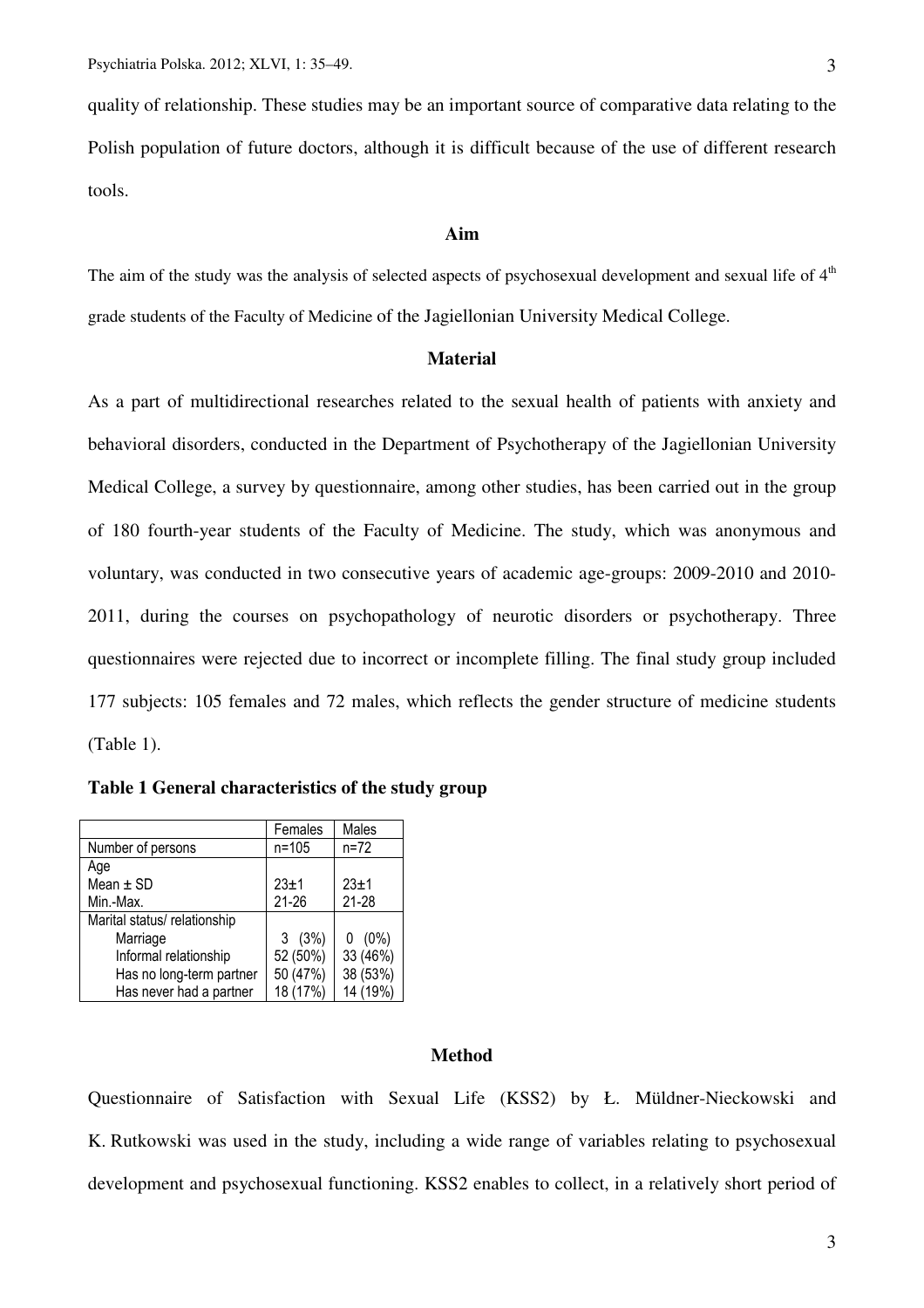quality of relationship. These studies may be an important source of comparative data relating to the Polish population of future doctors, although it is difficult because of the use of different research tools.

## Aim

The aim of the study was the analysis of selected aspects of psychosexual development and sexual life of 4th grade students of the Faculty of Medicine of the Jagiellonian University Medical College.

## Material

As a part of multidirectional researches related to the sexual health of patients with anxiety and behavioral disorders, conducted in the Department of Psychotherapy of the Jagiellonian University Medical College, a survey by questionnaire, among other studies, has been carried out in the group of 180 fourth-year students of the Faculty of Medicine. The study, which was anonymous and voluntary, was conducted in two consecutive years of academic age-groups: 2009-2010 and 2010-2011, during the courses on psychopathology of neurotic disorders or psychotherapy. Three questionnaires were rejected due to incorrect or incomplete filling. The final study group included 177 subjects: 105 females and 72 males, which reflects the gender structure of medicine students (Table 1).

**Table 1 General characteristics of the study group**

| | Females | Males |
|---|---|---|
| Number of persons | n=105 | n=72 |
| Age | | |
| Mean ± SD | 23±1 | 23±1 |
| Min.-Max. | 21-26 | 21-28 |
| Marital status/ relationship | | |
| Marriage | 3 (3%) | 0 (0%) |
| Informal relationship | 52 (50%) | 33 (46%) |
| Has no long-term partner | 50 (47%) | 38 (53%) |
| Has never had a partner | 18 (17%) | 14 (19%) |

## Method

Questionnaire of Satisfaction with Sexual Life (KSS2) by Ł. Müldner-Nieckowski and K. Rutkowski was used in the study, including a wide range of variables relating to psychosexual development and psychosexual functioning. KSS2 enables to collect, in a relatively short period of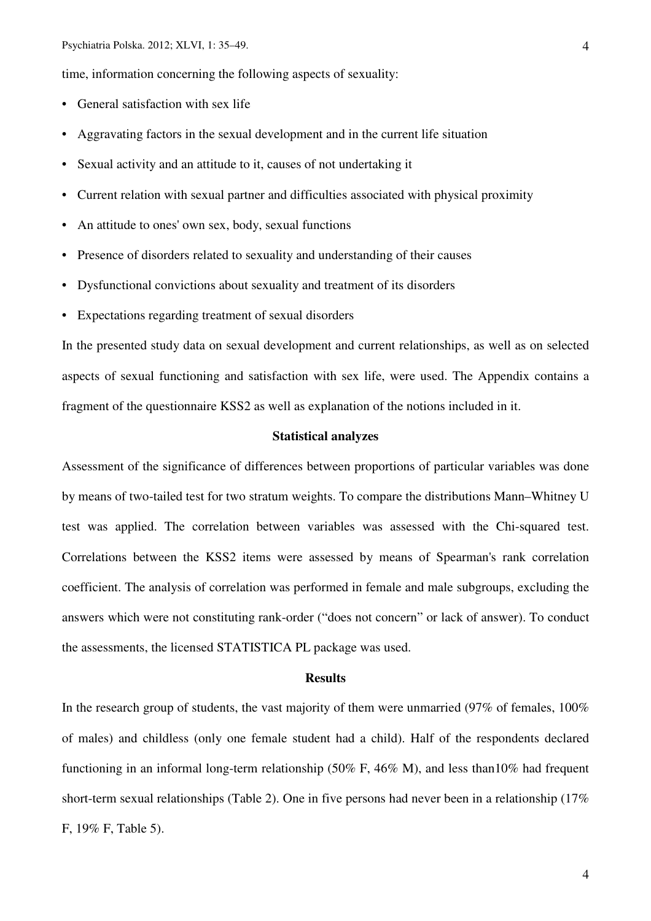time, information concerning the following aspects of sexuality:

- General satisfaction with sex life
- Aggravating factors in the sexual development and in the current life situation
- Sexual activity and an attitude to it, causes of not undertaking it
- Current relation with sexual partner and difficulties associated with physical proximity
- An attitude to ones' own sex, body, sexual functions
- Presence of disorders related to sexuality and understanding of their causes
- Dysfunctional convictions about sexuality and treatment of its disorders
- Expectations regarding treatment of sexual disorders

In the presented study data on sexual development and current relationships, as well as on selected aspects of sexual functioning and satisfaction with sex life, were used. The Appendix contains a fragment of the questionnaire KSS2 as well as explanation of the notions included in it.

## Statistical analyzes

Assessment of the significance of differences between proportions of particular variables was done by means of two-tailed test for two stratum weights. To compare the distributions Mann–Whitney U test was applied. The correlation between variables was assessed with the Chi-squared test. Correlations between the KSS2 items were assessed by means of Spearman's rank correlation coefficient. The analysis of correlation was performed in female and male subgroups, excluding the answers which were not constituting rank-order ("does not concern" or lack of answer). To conduct the assessments, the licensed STATISTICA PL package was used.

## Results

In the research group of students, the vast majority of them were unmarried (97% of females, 100% of males) and childless (only one female student had a child). Half of the respondents declared functioning in an informal long-term relationship (50% F, 46% M), and less than10% had frequent short-term sexual relationships (Table 2). One in five persons had never been in a relationship (17% F, 19% F, Table 5).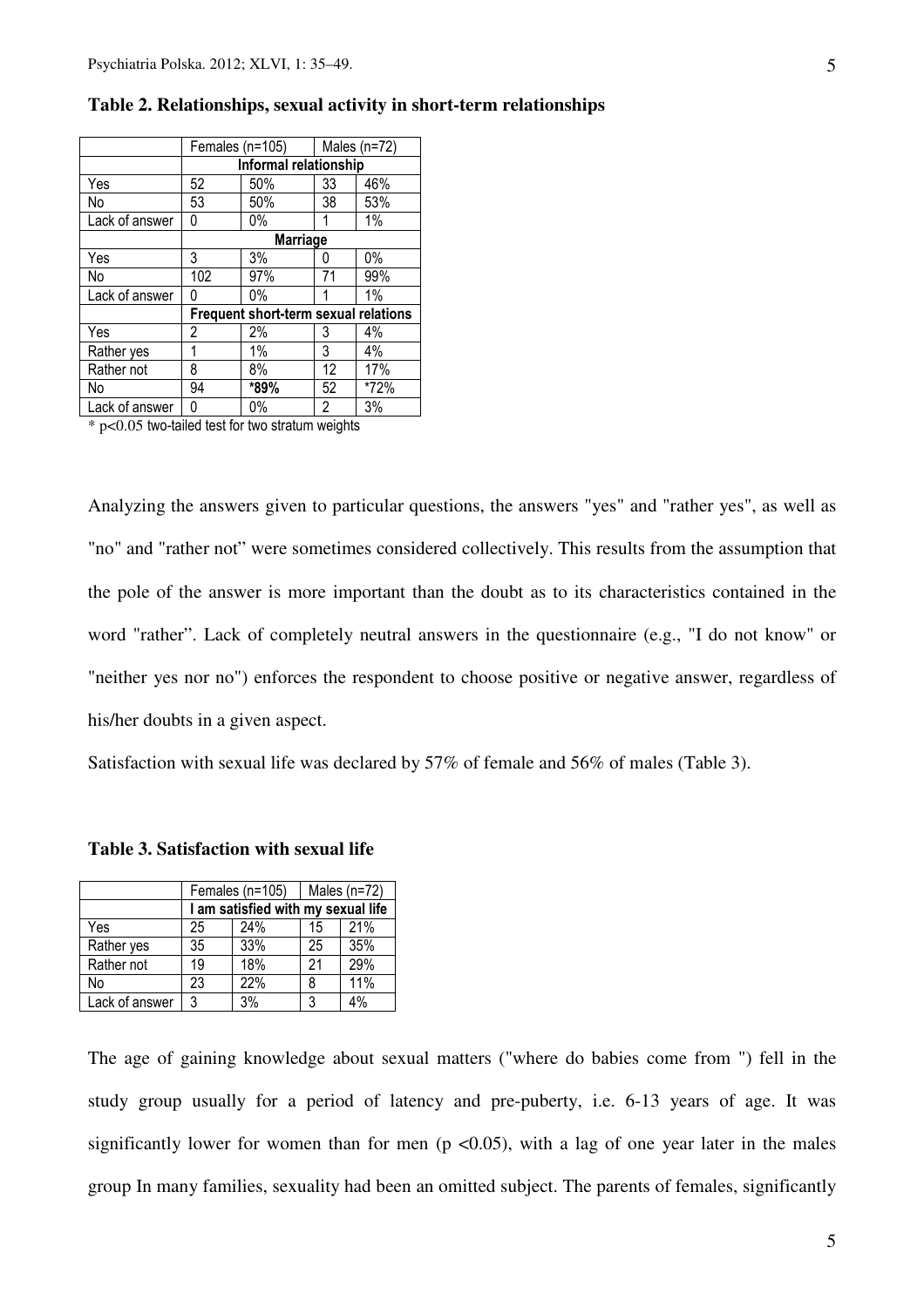**Table 2. Relationships, sexual activity in short-term relationships**

| | Females (n=105) | | Males (n=72) | |
|---|---|---|---|---|
| | **Informal relationship** | | | |
| Yes | 52 | 50% | 33 | 46% |
| No | 53 | 50% | 38 | 53% |
| Lack of answer | 0 | 0% | 1 | 1% |
| | **Marriage** | | | |
| Yes | 3 | 3% | 0 | 0% |
| No | 102 | 97% | 71 | 99% |
| Lack of answer | 0 | 0% | 1 | 1% |
| | **Frequent short-term sexual relations** | | | |
| Yes | 2 | 2% | 3 | 4% |
| Rather yes | 1 | 1% | 3 | 4% |
| Rather not | 8 | 8% | 12 | 17% |
| No | 94 | **\*89%** | 52 | \*72% |
| Lack of answer | 0 | 0% | 2 | 3% |

\* $p<0.05$ two-tailed test for two stratum weights

Analyzing the answers given to particular questions, the answers "yes" and "rather yes", as well as "no" and "rather not" were sometimes considered collectively. This results from the assumption that the pole of the answer is more important than the doubt as to its characteristics contained in the word "rather". Lack of completely neutral answers in the questionnaire (e.g., "I do not know" or "neither yes nor no") enforces the respondent to choose positive or negative answer, regardless of his/her doubts in a given aspect.

Satisfaction with sexual life was declared by 57% of female and 56% of males (Table 3).

**Table 3. Satisfaction with sexual life**

| | Females (n=105) | | Males (n=72) | |
|---|---|---|---|---|
| | **I am satisfied with my sexual life** | | | |
| Yes | 25 | 24% | 15 | 21% |
| Rather yes | 35 | 33% | 25 | 35% |
| Rather not | 19 | 18% | 21 | 29% |
| No | 23 | 22% | 8 | 11% |
| Lack of answer | 3 | 3% | 3 | 4% |

The age of gaining knowledge about sexual matters ("where do babies come from ") fell in the study group usually for a period of latency and pre-puberty, i.e. 6-13 years of age. It was significantly lower for women than for men ($p < 0.05$), with a lag of one year later in the males group In many families, sexuality had been an omitted subject. The parents of females, significantly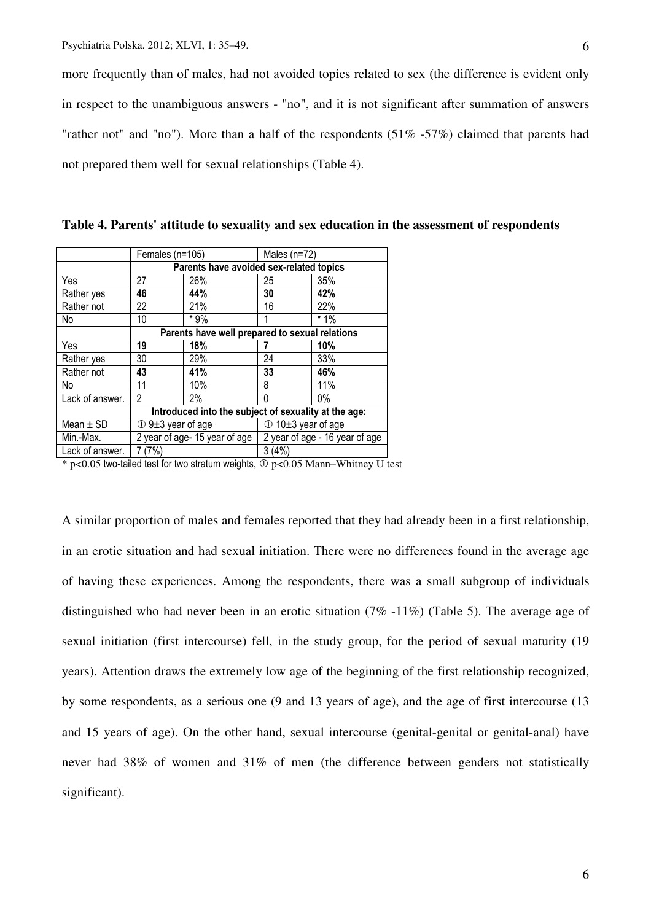more frequently than of males, had not avoided topics related to sex (the difference is evident only in respect to the unambiguous answers - "no", and it is not significant after summation of answers "rather not" and "no"). More than a half of the respondents (51% -57%) claimed that parents had not prepared them well for sexual relationships (Table 4).

**Table 4. Parents' attitude to sexuality and sex education in the assessment of respondents**

| | Females (n=105) | | Males (n=72) | |
|---|---|---|---|---|
| | **Parents have avoided sex-related topics** | | | |
| Yes | 27 | 26% | 25 | 35% |
| Rather yes | **46** | **44%** | **30** | **42%** |
| Rather not | 22 | 21% | 16 | 22% |
| No | 10 | * 9% | 1 | * 1% |
| | **Parents have well prepared to sexual relations** | | | |
| Yes | **19** | **18%** | **7** | **10%** |
| Rather yes | 30 | 29% | 24 | 33% |
| Rather not | **43** | **41%** | **33** | **46%** |
| No | 11 | 10% | 8 | 11% |
| Lack of answer. | 2 | 2% | 0 | 0% |
| | **Introduced into the subject of sexuality at the age:** | | | |
| Mean ± SD | ① 9±3 year of age | | ① 10±3 year of age | |
| Min.-Max. | 2 year of age- 15 year of age | | 2 year of age - 16 year of age | |
| Lack of answer. | 7 (7%) | | 3 (4%) | |

* $p<0.05$ two-tailed test for two stratum weights, ① $p<0.05$ Mann–Whitney U test

A similar proportion of males and females reported that they had already been in a first relationship, in an erotic situation and had sexual initiation. There were no differences found in the average age of having these experiences. Among the respondents, there was a small subgroup of individuals distinguished who had never been in an erotic situation (7% -11%) (Table 5). The average age of sexual initiation (first intercourse) fell, in the study group, for the period of sexual maturity (19 years). Attention draws the extremely low age of the beginning of the first relationship recognized, by some respondents, as a serious one (9 and 13 years of age), and the age of first intercourse (13 and 15 years of age). On the other hand, sexual intercourse (genital-genital or genital-anal) have never had 38% of women and 31% of men (the difference between genders not statistically significant).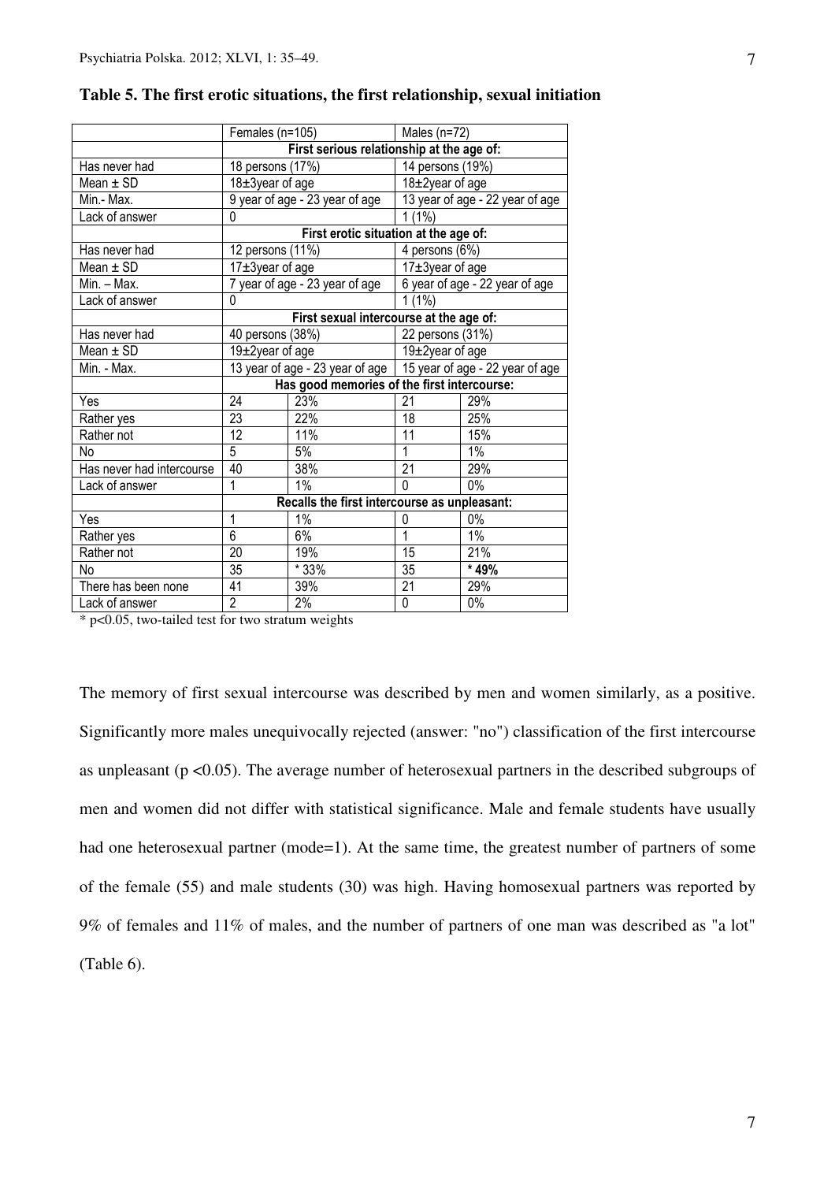**Table 5. The first erotic situations, the first relationship, sexual initiation**

| | Females (n=105) | | Males (n=72) | |
|---|---|---|---|---|
| | **First serious relationship at the age of:** | | | |
| Has never had | 18 persons (17%) | | 14 persons (19%) | |
| Mean ± SD | 18±3year of age | | 18±2year of age | |
| Min.- Max. | 9 year of age - 23 year of age | | 13 year of age - 22 year of age | |
| Lack of answer | 0 | | 1 (1%) | |
| | **First erotic situation at the age of:** | | | |
| Has never had | 12 persons (11%) | | 4 persons (6%) | |
| Mean ± SD | 17±3year of age | | 17±3year of age | |
| Min. – Max. | 7 year of age - 23 year of age | | 6 year of age - 22 year of age | |
| Lack of answer | 0 | | 1 (1%) | |
| | **First sexual intercourse at the age of:** | | | |
| Has never had | 40 persons (38%) | | 22 persons (31%) | |
| Mean ± SD | 19±2year of age | | 19±2year of age | |
| Min. - Max. | 13 year of age - 23 year of age | | 15 year of age - 22 year of age | |
| | **Has good memories of the first intercourse:** | | | |
| Yes | 24 | 23% | 21 | 29% |
| Rather yes | 23 | 22% | 18 | 25% |
| Rather not | 12 | 11% | 11 | 15% |
| No | 5 | 5% | 1 | 1% |
| Has never had intercourse | 40 | 38% | 21 | 29% |
| Lack of answer | 1 | 1% | 0 | 0% |
| | **Recalls the first intercourse as unpleasant:** | | | |
| Yes | 1 | 1% | 0 | 0% |
| Rather yes | 6 | 6% | 1 | 1% |
| Rather not | 20 | 19% | 15 | 21% |
| No | 35 | * 33% | 35 | **\* 49%** |
| There has been none | 41 | 39% | 21 | 29% |
| Lack of answer | 2 | 2% | 0 | 0% |

\* p<0.05, two-tailed test for two stratum weights

The memory of first sexual intercourse was described by men and women similarly, as a positive. Significantly more males unequivocally rejected (answer: "no") classification of the first intercourse as unpleasant ($p < 0.05$). The average number of heterosexual partners in the described subgroups of men and women did not differ with statistical significance. Male and female students have usually had one heterosexual partner (mode=1). At the same time, the greatest number of partners of some of the female (55) and male students (30) was high. Having homosexual partners was reported by 9% of females and 11% of males, and the number of partners of one man was described as "a lot" (Table 6).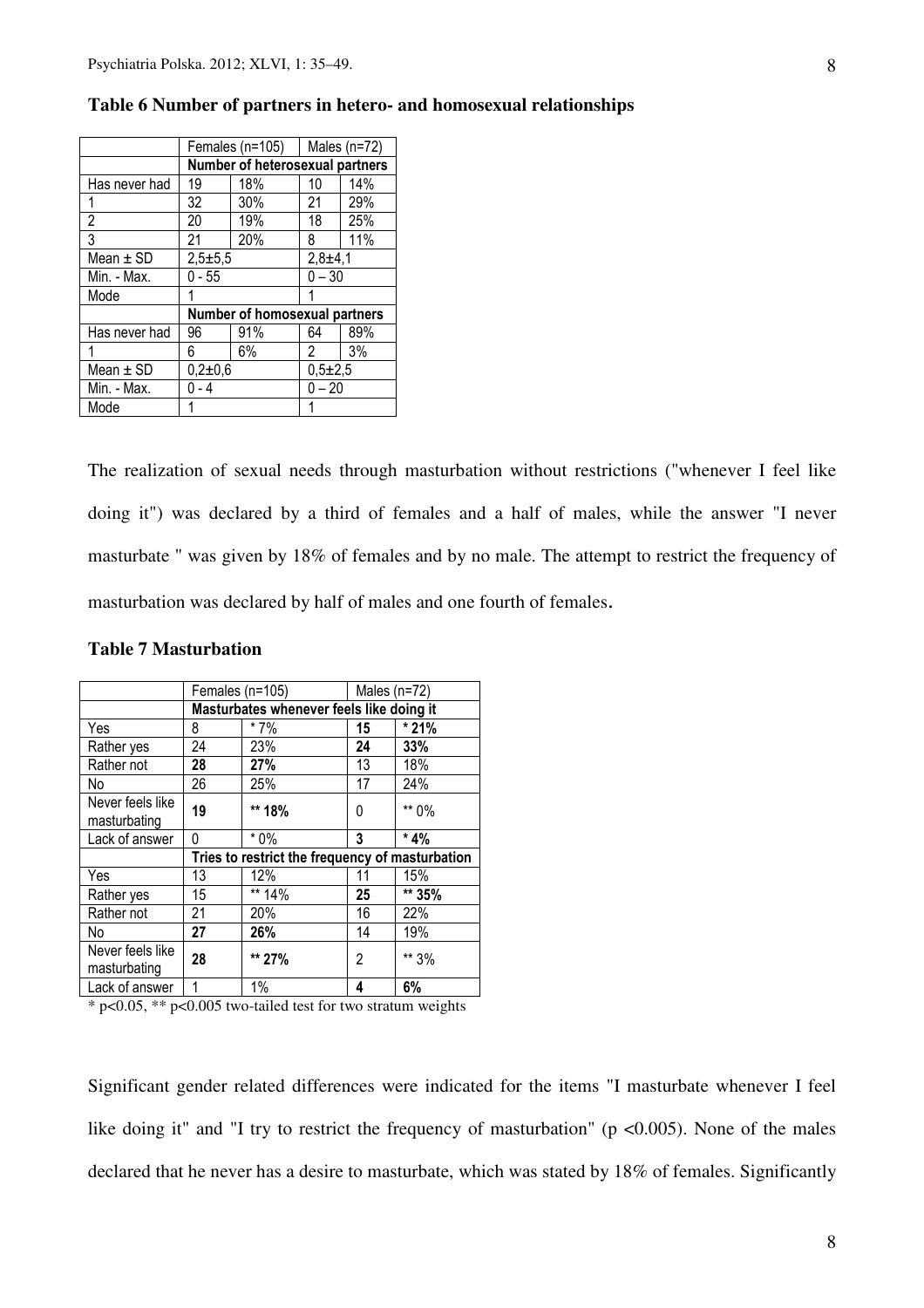**Table 6 Number of partners in hetero- and homosexual relationships**

| | Females (n=105) | | Males (n=72) | |
|---|---|---|---|---|
| | Number of heterosexual partners | | | |
| Has never had | 19 | 18% | 10 | 14% |
| 1 | 32 | 30% | 21 | 29% |
| 2 | 20 | 19% | 18 | 25% |
| 3 | 21 | 20% | 8 | 11% |
| Mean ± SD | 2,5±5,5 | | 2,8±4,1 | |
| Min. - Max. | 0 - 55 | | 0 – 30 | |
| Mode | 1 | | 1 | |
| | Number of homosexual partners | | | |
| Has never had | 96 | 91% | 64 | 89% |
| 1 | 6 | 6% | 2 | 3% |
| Mean ± SD | 0,2±0,6 | | 0,5±2,5 | |
| Min. - Max. | 0 - 4 | | 0 – 20 | |
| Mode | 1 | | 1 | |

The realization of sexual needs through masturbation without restrictions ("whenever I feel like doing it") was declared by a third of females and a half of males, while the answer "I never masturbate " was given by 18% of females and by no male. The attempt to restrict the frequency of masturbation was declared by half of males and one fourth of females.

**Table 7 Masturbation**

| | Females (n=105) | | Males (n=72) | |
|---|---|---|---|---|
| | Masturbates whenever feels like doing it | | | |
| Yes | 8 | * 7% | **15** | **\* 21%** |
| Rather yes | 24 | 23% | **24** | **33%** |
| Rather not | **28** | **27%** | 13 | 18% |
| No | 26 | 25% | 17 | 24% |
| Never feels like masturbating | **19** | **\*\* 18%** | 0 | ** 0% |
| Lack of answer | 0 | * 0% | **3** | **\* 4%** |
| | Tries to restrict the frequency of masturbation | | | |
| Yes | 13 | 12% | 11 | 15% |
| Rather yes | 15 | ** 14% | **25** | **\*\* 35%** |
| Rather not | 21 | 20% | 16 | 22% |
| No | **27** | **26%** | 14 | 19% |
| Never feels like masturbating | **28** | **\*\* 27%** | 2 | ** 3% |
| Lack of answer | 1 | 1% | **4** | **6%** |

\* $p<0.05$, \*\* $p<0.005$ two-tailed test for two stratum weights

Significant gender related differences were indicated for the items "I masturbate whenever I feel like doing it" and "I try to restrict the frequency of masturbation" ($p < 0.005$). None of the males declared that he never has a desire to masturbate, which was stated by 18% of females. Significantly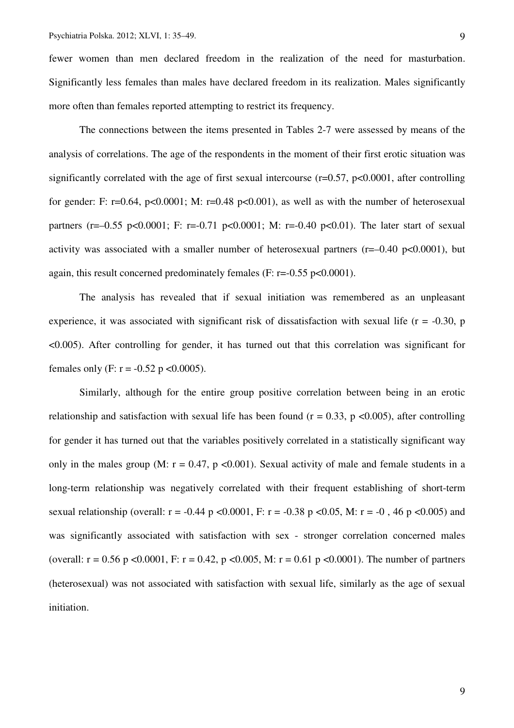fewer women than men declared freedom in the realization of the need for masturbation. Significantly less females than males have declared freedom in its realization. Males significantly more often than females reported attempting to restrict its frequency.

The connections between the items presented in Tables 2-7 were assessed by means of the analysis of correlations. The age of the respondents in the moment of their first erotic situation was significantly correlated with the age of first sexual intercourse ($r=0.57$, $p<0.0001$, after controlling for gender: F: $r=0.64$, $p<0.0001$; M: $r=0.48$ $p<0.001$), as well as with the number of heterosexual partners ($r=-0.55$ $p<0.0001$; F: $r=-0.71$ $p<0.0001$; M: $r=-0.40$ $p<0.01$). The later start of sexual activity was associated with a smaller number of heterosexual partners ($r=-0.40$ $p<0.0001$), but again, this result concerned predominately females (F: $r=-0.55$ $p<0.0001$).

The analysis has revealed that if sexual initiation was remembered as an unpleasant experience, it was associated with significant risk of dissatisfaction with sexual life ($r = -0.30$, $p < 0.005$). After controlling for gender, it has turned out that this correlation was significant for females only (F: $r = -0.52$ $p < 0.0005$).

Similarly, although for the entire group positive correlation between being in an erotic relationship and satisfaction with sexual life has been found ($r = 0.33$, $p < 0.005$), after controlling for gender it has turned out that the variables positively correlated in a statistically significant way only in the males group (M: $r = 0.47$, $p < 0.001$). Sexual activity of male and female students in a long-term relationship was negatively correlated with their frequent establishing of short-term sexual relationship (overall: $r = -0.44$ $p < 0.0001$, F: $r = -0.38$ $p < 0.05$, M: $r = -0 , 46$ $p < 0.005$) and was significantly associated with satisfaction with sex - stronger correlation concerned males (overall: $r = 0.56$ $p < 0.0001$, F: $r = 0.42$, $p < 0.005$, M: $r = 0.61$ $p < 0.0001$). The number of partners (heterosexual) was not associated with satisfaction with sexual life, similarly as the age of sexual initiation.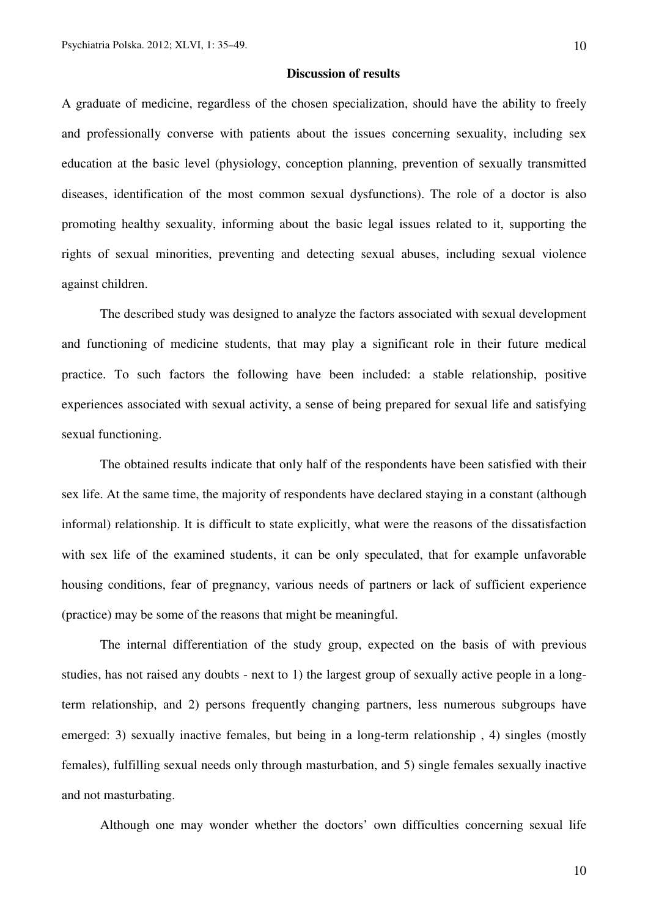## Discussion of results

A graduate of medicine, regardless of the chosen specialization, should have the ability to freely and professionally converse with patients about the issues concerning sexuality, including sex education at the basic level (physiology, conception planning, prevention of sexually transmitted diseases, identification of the most common sexual dysfunctions). The role of a doctor is also promoting healthy sexuality, informing about the basic legal issues related to it, supporting the rights of sexual minorities, preventing and detecting sexual abuses, including sexual violence against children.

The described study was designed to analyze the factors associated with sexual development and functioning of medicine students, that may play a significant role in their future medical practice. To such factors the following have been included: a stable relationship, positive experiences associated with sexual activity, a sense of being prepared for sexual life and satisfying sexual functioning.

The obtained results indicate that only half of the respondents have been satisfied with their sex life. At the same time, the majority of respondents have declared staying in a constant (although informal) relationship. It is difficult to state explicitly, what were the reasons of the dissatisfaction with sex life of the examined students, it can be only speculated, that for example unfavorable housing conditions, fear of pregnancy, various needs of partners or lack of sufficient experience (practice) may be some of the reasons that might be meaningful.

The internal differentiation of the study group, expected on the basis of with previous studies, has not raised any doubts - next to 1) the largest group of sexually active people in a long-term relationship, and 2) persons frequently changing partners, less numerous subgroups have emerged: 3) sexually inactive females, but being in a long-term relationship , 4) singles (mostly females), fulfilling sexual needs only through masturbation, and 5) single females sexually inactive and not masturbating.

Although one may wonder whether the doctors' own difficulties concerning sexual life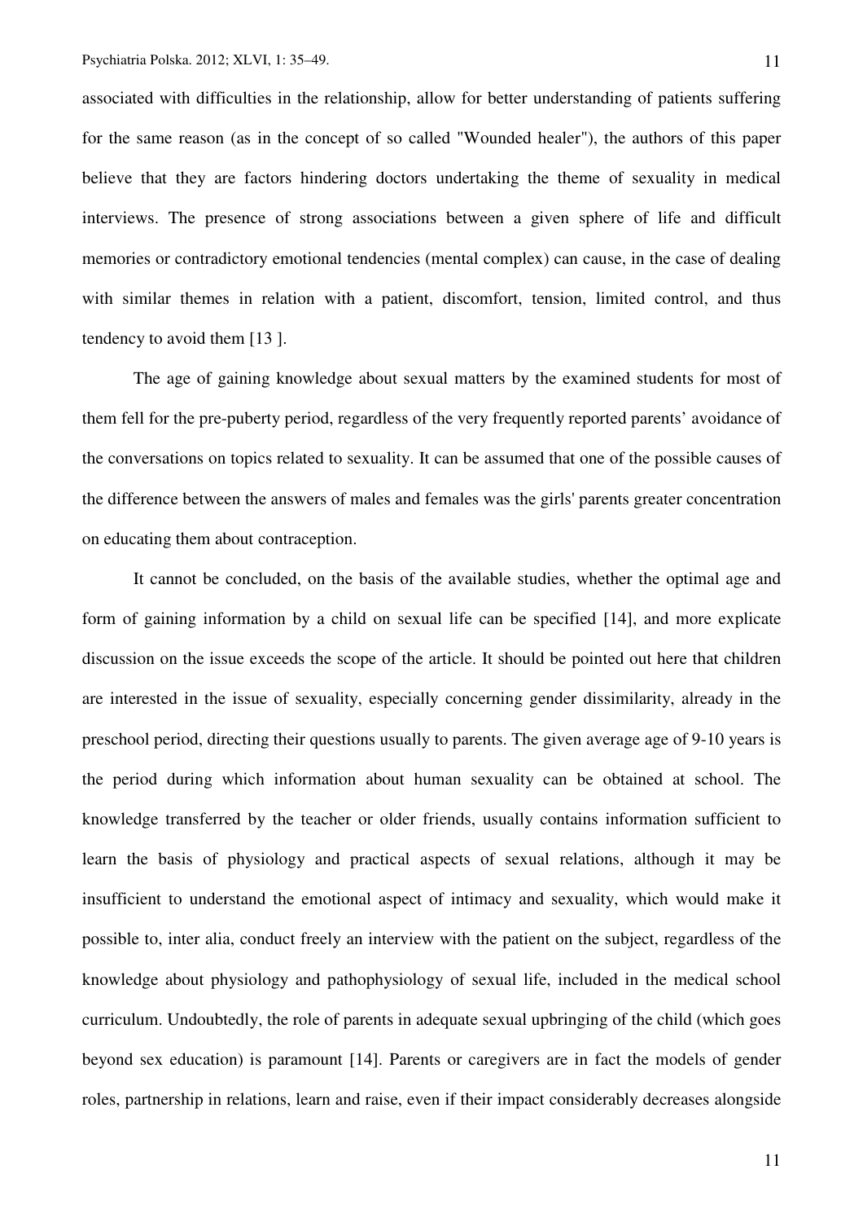associated with difficulties in the relationship, allow for better understanding of patients suffering for the same reason (as in the concept of so called "Wounded healer"), the authors of this paper believe that they are factors hindering doctors undertaking the theme of sexuality in medical interviews. The presence of strong associations between a given sphere of life and difficult memories or contradictory emotional tendencies (mental complex) can cause, in the case of dealing with similar themes in relation with a patient, discomfort, tension, limited control, and thus tendency to avoid them [13 ].

The age of gaining knowledge about sexual matters by the examined students for most of them fell for the pre-puberty period, regardless of the very frequently reported parents' avoidance of the conversations on topics related to sexuality. It can be assumed that one of the possible causes of the difference between the answers of males and females was the girls' parents greater concentration on educating them about contraception.

It cannot be concluded, on the basis of the available studies, whether the optimal age and form of gaining information by a child on sexual life can be specified [14], and more explicate discussion on the issue exceeds the scope of the article. It should be pointed out here that children are interested in the issue of sexuality, especially concerning gender dissimilarity, already in the preschool period, directing their questions usually to parents. The given average age of 9-10 years is the period during which information about human sexuality can be obtained at school. The knowledge transferred by the teacher or older friends, usually contains information sufficient to learn the basis of physiology and practical aspects of sexual relations, although it may be insufficient to understand the emotional aspect of intimacy and sexuality, which would make it possible to, inter alia, conduct freely an interview with the patient on the subject, regardless of the knowledge about physiology and pathophysiology of sexual life, included in the medical school curriculum. Undoubtedly, the role of parents in adequate sexual upbringing of the child (which goes beyond sex education) is paramount [14]. Parents or caregivers are in fact the models of gender roles, partnership in relations, learn and raise, even if their impact considerably decreases alongside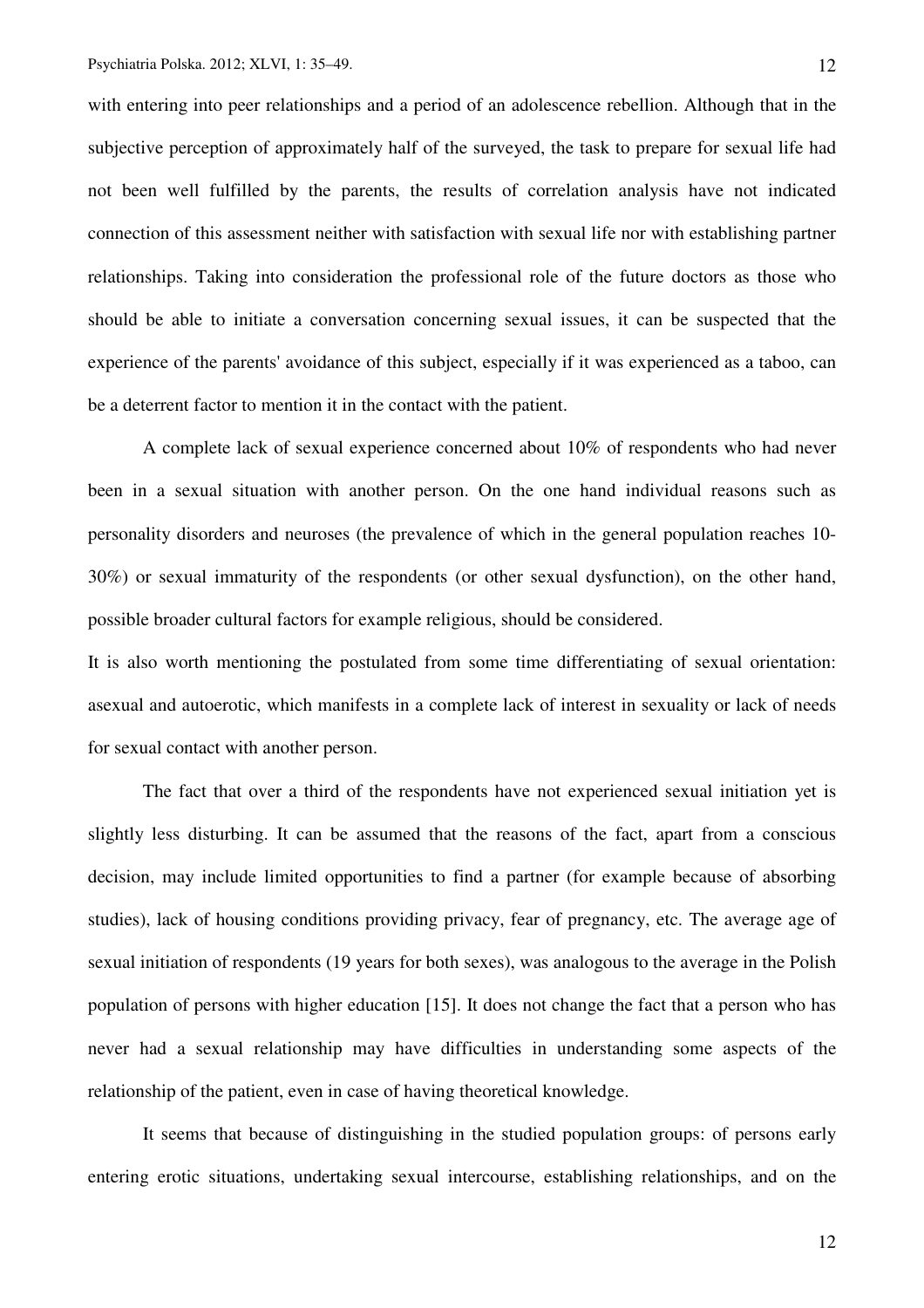with entering into peer relationships and a period of an adolescence rebellion. Although that in the subjective perception of approximately half of the surveyed, the task to prepare for sexual life had not been well fulfilled by the parents, the results of correlation analysis have not indicated connection of this assessment neither with satisfaction with sexual life nor with establishing partner relationships. Taking into consideration the professional role of the future doctors as those who should be able to initiate a conversation concerning sexual issues, it can be suspected that the experience of the parents' avoidance of this subject, especially if it was experienced as a taboo, can be a deterrent factor to mention it in the contact with the patient.

A complete lack of sexual experience concerned about 10% of respondents who had never been in a sexual situation with another person. On the one hand individual reasons such as personality disorders and neuroses (the prevalence of which in the general population reaches 10-30%) or sexual immaturity of the respondents (or other sexual dysfunction), on the other hand, possible broader cultural factors for example religious, should be considered.

It is also worth mentioning the postulated from some time differentiating of sexual orientation: asexual and autoerotic, which manifests in a complete lack of interest in sexuality or lack of needs for sexual contact with another person.

The fact that over a third of the respondents have not experienced sexual initiation yet is slightly less disturbing. It can be assumed that the reasons of the fact, apart from a conscious decision, may include limited opportunities to find a partner (for example because of absorbing studies), lack of housing conditions providing privacy, fear of pregnancy, etc. The average age of sexual initiation of respondents (19 years for both sexes), was analogous to the average in the Polish population of persons with higher education [15]. It does not change the fact that a person who has never had a sexual relationship may have difficulties in understanding some aspects of the relationship of the patient, even in case of having theoretical knowledge.

It seems that because of distinguishing in the studied population groups: of persons early entering erotic situations, undertaking sexual intercourse, establishing relationships, and on the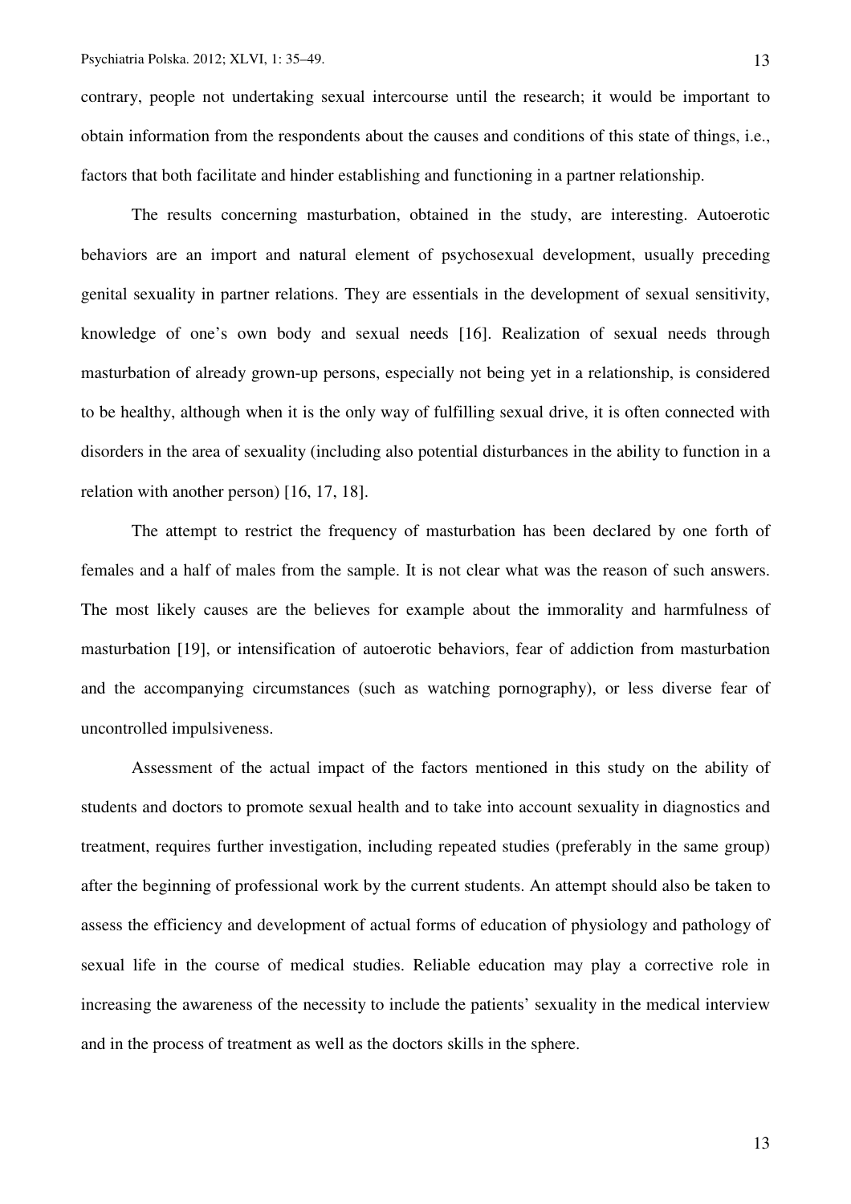contrary, people not undertaking sexual intercourse until the research; it would be important to obtain information from the respondents about the causes and conditions of this state of things, i.e., factors that both facilitate and hinder establishing and functioning in a partner relationship.

The results concerning masturbation, obtained in the study, are interesting. Autoerotic behaviors are an import and natural element of psychosexual development, usually preceding genital sexuality in partner relations. They are essentials in the development of sexual sensitivity, knowledge of one's own body and sexual needs [16]. Realization of sexual needs through masturbation of already grown-up persons, especially not being yet in a relationship, is considered to be healthy, although when it is the only way of fulfilling sexual drive, it is often connected with disorders in the area of sexuality (including also potential disturbances in the ability to function in a relation with another person) [16, 17, 18].

The attempt to restrict the frequency of masturbation has been declared by one forth of females and a half of males from the sample. It is not clear what was the reason of such answers. The most likely causes are the believes for example about the immorality and harmfulness of masturbation [19], or intensification of autoerotic behaviors, fear of addiction from masturbation and the accompanying circumstances (such as watching pornography), or less diverse fear of uncontrolled impulsiveness.

Assessment of the actual impact of the factors mentioned in this study on the ability of students and doctors to promote sexual health and to take into account sexuality in diagnostics and treatment, requires further investigation, including repeated studies (preferably in the same group) after the beginning of professional work by the current students. An attempt should also be taken to assess the efficiency and development of actual forms of education of physiology and pathology of sexual life in the course of medical studies. Reliable education may play a corrective role in increasing the awareness of the necessity to include the patients' sexuality in the medical interview and in the process of treatment as well as the doctors skills in the sphere.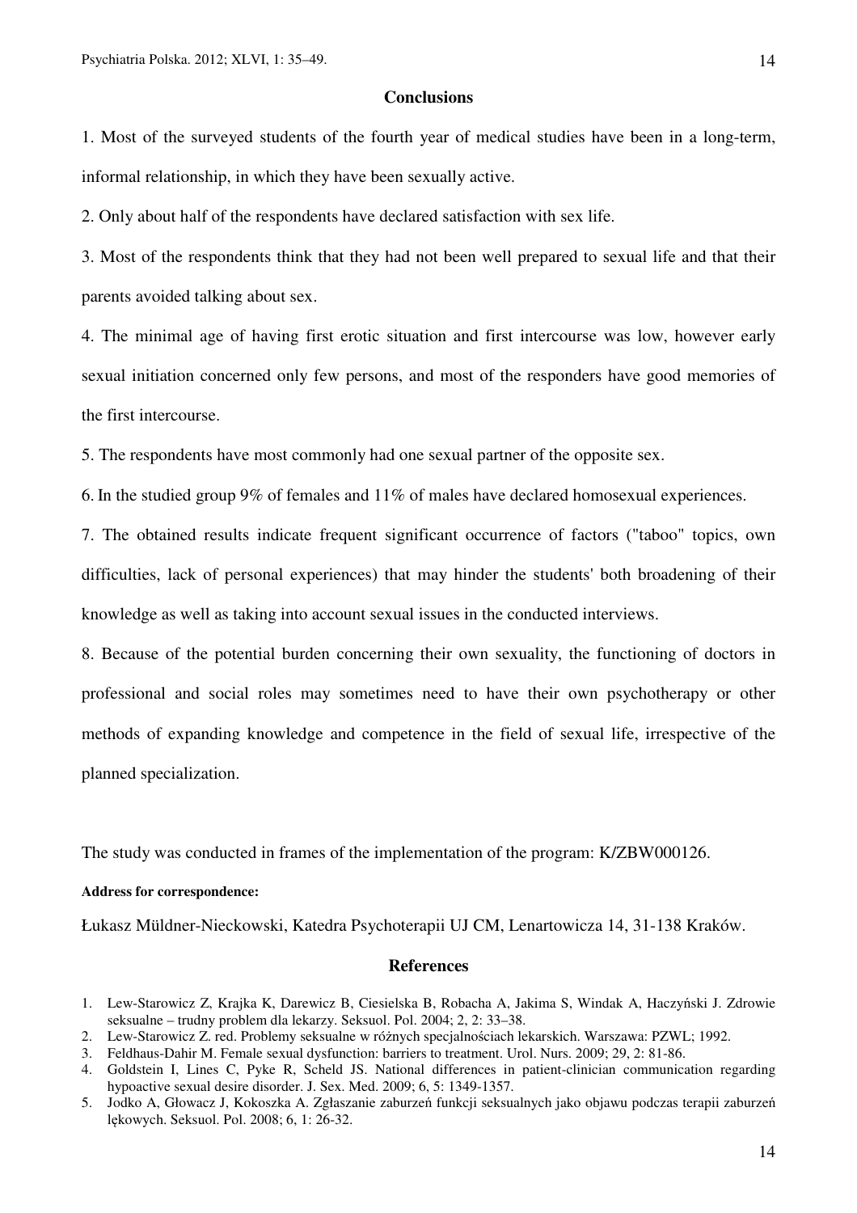## Conclusions

1. Most of the surveyed students of the fourth year of medical studies have been in a long-term, informal relationship, in which they have been sexually active.

2. Only about half of the respondents have declared satisfaction with sex life.

3. Most of the respondents think that they had not been well prepared to sexual life and that their parents avoided talking about sex.

4. The minimal age of having first erotic situation and first intercourse was low, however early sexual initiation concerned only few persons, and most of the responders have good memories of the first intercourse.

5. The respondents have most commonly had one sexual partner of the opposite sex.

6. In the studied group 9% of females and 11% of males have declared homosexual experiences.

7. The obtained results indicate frequent significant occurrence of factors ("taboo" topics, own difficulties, lack of personal experiences) that may hinder the students' both broadening of their knowledge as well as taking into account sexual issues in the conducted interviews.

8. Because of the potential burden concerning their own sexuality, the functioning of doctors in professional and social roles may sometimes need to have their own psychotherapy or other methods of expanding knowledge and competence in the field of sexual life, irrespective of the planned specialization.

The study was conducted in frames of the implementation of the program: K/ZBW000126.

**Address for correspondence:**

Łukasz Müldner-Nieckowski, Katedra Psychoterapii UJ CM, Lenartowicza 14, 31-138 Kraków.

## References

1. Lew-Starowicz Z, Krajka K, Darewicz B, Ciesielska B, Robacha A, Jakima S, Windak A, Haczyński J. Zdrowie seksualne – trudny problem dla lekarzy. Seksuol. Pol. 2004; 2, 2: 33–38.
2. Lew-Starowicz Z. red. Problemy seksualne w różnych specjalnościach lekarskich. Warszawa: PZWL; 1992.
3. Feldhaus-Dahir M. Female sexual dysfunction: barriers to treatment. Urol. Nurs. 2009; 29, 2: 81-86.
4. Goldstein I, Lines C, Pyke R, Scheld JS. National differences in patient-clinician communication regarding hypoactive sexual desire disorder. J. Sex. Med. 2009; 6, 5: 1349-1357.
5. Jodko A, Głowacz J, Kokoszka A. Zgłaszanie zaburzeń funkcji seksualnych jako objawu podczas terapii zaburzeń lękowych. Seksuol. Pol. 2008; 6, 1: 26-32.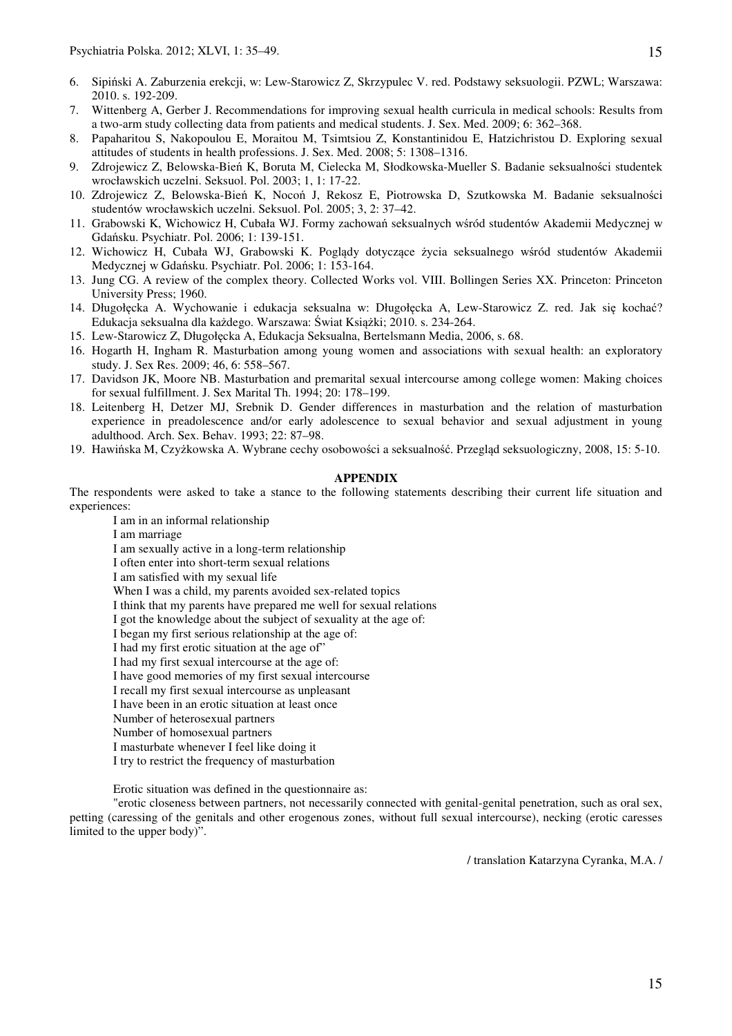6. Sipiński A. Zaburzenia erekcji, w: Lew-Starowicz Z, Skrzypulec V. red. Podstawy seksuologii. PZWL; Warszawa: 2010. s. 192-209.
7. Wittenberg A, Gerber J. Recommendations for improving sexual health curricula in medical schools: Results from a two-arm study collecting data from patients and medical students. J. Sex. Med. 2009; 6: 362–368.
8. Papaharitou S, Nakopoulou E, Moraitou M, Tsimtsiou Z, Konstantinidou E, Hatzichristou D. Exploring sexual attitudes of students in health professions. J. Sex. Med. 2008; 5: 1308–1316.
9. Zdrojewicz Z, Belowska-Bień K, Boruta M, Cielecka M, Słodkowska-Mueller S. Badanie seksualności studentek wrocławskich uczelni. Seksuol. Pol. 2003; 1, 1: 17-22.
10. Zdrojewicz Z, Belowska-Bień K, Nocoń J, Rekosz E, Piotrowska D, Szutkowska M. Badanie seksualności studentów wrocławskich uczelni. Seksuol. Pol. 2005; 3, 2: 37–42.
11. Grabowski K, Wichowicz H, Cubała WJ. Formy zachowań seksualnych wśród studentów Akademii Medycznej w Gdańsku. Psychiatr. Pol. 2006; 1: 139-151.
12. Wichowicz H, Cubała WJ, Grabowski K. Poglądy dotyczące życia seksualnego wśród studentów Akademii Medycznej w Gdańsku. Psychiatr. Pol. 2006; 1: 153-164.
13. Jung CG. A review of the complex theory. Collected Works vol. VIII. Bollingen Series XX. Princeton: Princeton University Press; 1960.
14. Długołęcka A. Wychowanie i edukacja seksualna w: Długołęcka A, Lew-Starowicz Z. red. Jak się kochać? Edukacja seksualna dla każdego. Warszawa: Świat Książki; 2010. s. 234-264.
15. Lew-Starowicz Z, Długołęcka A, Edukacja Seksualna, Bertelsmann Media, 2006, s. 68.
16. Hogarth H, Ingham R. Masturbation among young women and associations with sexual health: an exploratory study. J. Sex Res. 2009; 46, 6: 558–567.
17. Davidson JK, Moore NB. Masturbation and premarital sexual intercourse among college women: Making choices for sexual fulfillment. J. Sex Marital Th. 1994; 20: 178–199.
18. Leitenberg H, Detzer MJ, Srebnik D. Gender differences in masturbation and the relation of masturbation experience in preadolescence and/or early adolescence to sexual behavior and sexual adjustment in young adulthood. Arch. Sex. Behav. 1993; 22: 87–98.
19. Hawińska M, Czyżkowska A. Wybrane cechy osobowości a seksualność. Przegląd seksuologiczny, 2008, 15: 5-10.

## APPENDIX

The respondents were asked to take a stance to the following statements describing their current life situation and experiences:

I am in an informal relationship
I am marriage
I am sexually active in a long-term relationship
I often enter into short-term sexual relations
I am satisfied with my sexual life
When I was a child, my parents avoided sex-related topics
I think that my parents have prepared me well for sexual relations
I got the knowledge about the subject of sexuality at the age of:
I began my first serious relationship at the age of:
I had my first erotic situation at the age of"
I had my first sexual intercourse at the age of:
I have good memories of my first sexual intercourse
I recall my first sexual intercourse as unpleasant
I have been in an erotic situation at least once
Number of heterosexual partners
Number of homosexual partners
I masturbate whenever I feel like doing it
I try to restrict the frequency of masturbation

Erotic situation was defined in the questionnaire as:

"erotic closeness between partners, not necessarily connected with genital-genital penetration, such as oral sex, petting (caressing of the genitals and other erogenous zones, without full sexual intercourse), necking (erotic caresses limited to the upper body)".

/ translation Katarzyna Cyranka, M.A. /